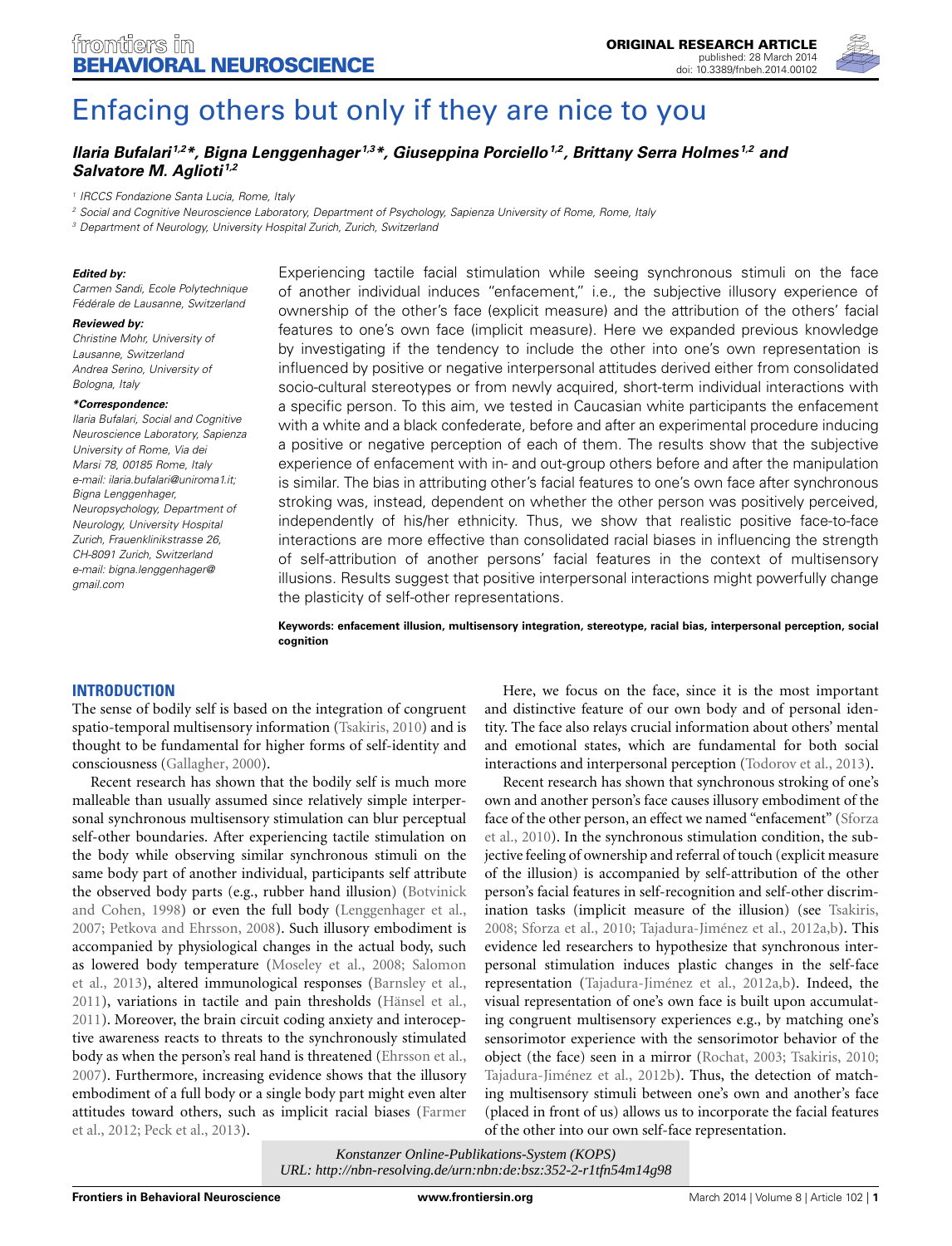ORIGINAL RESEARCH ARTICLE
published: 28 March 2014
doi: 10.3389/fnbeh.2014.00102

# Enfacing others but only if they are nice to you

***Ilaria Bufalari[1,2]\*, Bigna Lenggenhager[1,3]\*, Giuseppina Porciello[1,2], Brittany Serra Holmes[1,2] and Salvatore M. Aglioti[1,2]***

[1] IRCCS Fondazione Santa Lucia, Rome, Italy
[2] Social and Cognitive Neuroscience Laboratory, Department of Psychology, Sapienza University of Rome, Rome, Italy
[3] Department of Neurology, University Hospital Zurich, Zurich, Switzerland

***Edited by:***
Carmen Sandi, Ecole Polytechnique Fédérale de Lausanne, Switzerland

***Reviewed by:***
Christine Mohr, University of Lausanne, Switzerland
Andrea Serino, University of Bologna, Italy

***\*Correspondence:***
Ilaria Bufalari, Social and Cognitive Neuroscience Laboratory, Sapienza University of Rome, Via dei Marsi 78, 00185 Rome, Italy
e-mail: ilaria.bufalari@uniroma1.it;
Bigna Lenggenhager, Neuropsychology, Department of Neurology, University Hospital Zurich, Frauenklinikstrasse 26, CH-8091 Zurich, Switzerland
e-mail: bigna.lenggenhager@gmail.com

Experiencing tactile facial stimulation while seeing synchronous stimuli on the face of another individual induces "enfacement," i.e., the subjective illusory experience of ownership of the other's face (explicit measure) and the attribution of the others' facial features to one's own face (implicit measure). Here we expanded previous knowledge by investigating if the tendency to include the other into one's own representation is influenced by positive or negative interpersonal attitudes derived either from consolidated socio-cultural stereotypes or from newly acquired, short-term individual interactions with a specific person. To this aim, we tested in Caucasian white participants the enfacement with a white and a black confederate, before and after an experimental procedure inducing a positive or negative perception of each of them. The results show that the subjective experience of enfacement with in- and out-group others before and after the manipulation is similar. The bias in attributing other's facial features to one's own face after synchronous stroking was, instead, dependent on whether the other person was positively perceived, independently of his/her ethnicity. Thus, we show that realistic positive face-to-face interactions are more effective than consolidated racial biases in influencing the strength of self-attribution of another persons' facial features in the context of multisensory illusions. Results suggest that positive interpersonal interactions might powerfully change the plasticity of self-other representations.

**Keywords: enfacement illusion, multisensory integration, stereotype, racial bias, interpersonal perception, social cognition**

## INTRODUCTION

The sense of bodily self is based on the integration of congruent spatio-temporal multisensory information (Tsakiris, 2010) and is thought to be fundamental for higher forms of self-identity and consciousness (Gallagher, 2000).

Recent research has shown that the bodily self is much more malleable than usually assumed since relatively simple interpersonal synchronous multisensory stimulation can blur perceptual self-other boundaries. After experiencing tactile stimulation on the body while observing similar synchronous stimuli on the same body part of another individual, participants self attribute the observed body parts (e.g., rubber hand illusion) (Botvinick and Cohen, 1998) or even the full body (Lenggenhager et al., 2007; Petkova and Ehrsson, 2008). Such illusory embodiment is accompanied by physiological changes in the actual body, such as lowered body temperature (Moseley et al., 2008; Salomon et al., 2013), altered immunological responses (Barnsley et al., 2011), variations in tactile and pain thresholds (Hänsel et al., 2011). Moreover, the brain circuit coding anxiety and interoceptive awareness reacts to threats to the synchronously stimulated body as when the person's real hand is threatened (Ehrsson et al., 2007). Furthermore, increasing evidence shows that the illusory embodiment of a full body or a single body part might even alter attitudes toward others, such as implicit racial biases (Farmer et al., 2012; Peck et al., 2013).

Here, we focus on the face, since it is the most important and distinctive feature of our own body and of personal identity. The face also relays crucial information about others' mental and emotional states, which are fundamental for both social interactions and interpersonal perception (Todorov et al., 2013).

Recent research has shown that synchronous stroking of one's own and another person's face causes illusory embodiment of the face of the other person, an effect we named "enfacement" (Sforza et al., 2010). In the synchronous stimulation condition, the subjective feeling of ownership and referral of touch (explicit measure of the illusion) is accompanied by self-attribution of the other person's facial features in self-recognition and self-other discrimination tasks (implicit measure of the illusion) (see Tsakiris, 2008; Sforza et al., 2010; Tajadura-Jiménez et al., 2012a,b). This evidence led researchers to hypothesize that synchronous interpersonal stimulation induces plastic changes in the self-face representation (Tajadura-Jiménez et al., 2012a,b). Indeed, the visual representation of one's own face is built upon accumulating congruent multisensory experiences e.g., by matching one's sensorimotor experience with the sensorimotor behavior of the object (the face) seen in a mirror (Rochat, 2003; Tsakiris, 2010; Tajadura-Jiménez et al., 2012b). Thus, the detection of matching multisensory stimuli between one's own and another's face (placed in front of us) allows us to incorporate the facial features of the other into our own self-face representation.

*Konstanzer Online-Publikations-System (KOPS)*
*URL: http://nbn-resolving.de/urn:nbn:de:bsz:352-2-r1tfn54m14g98*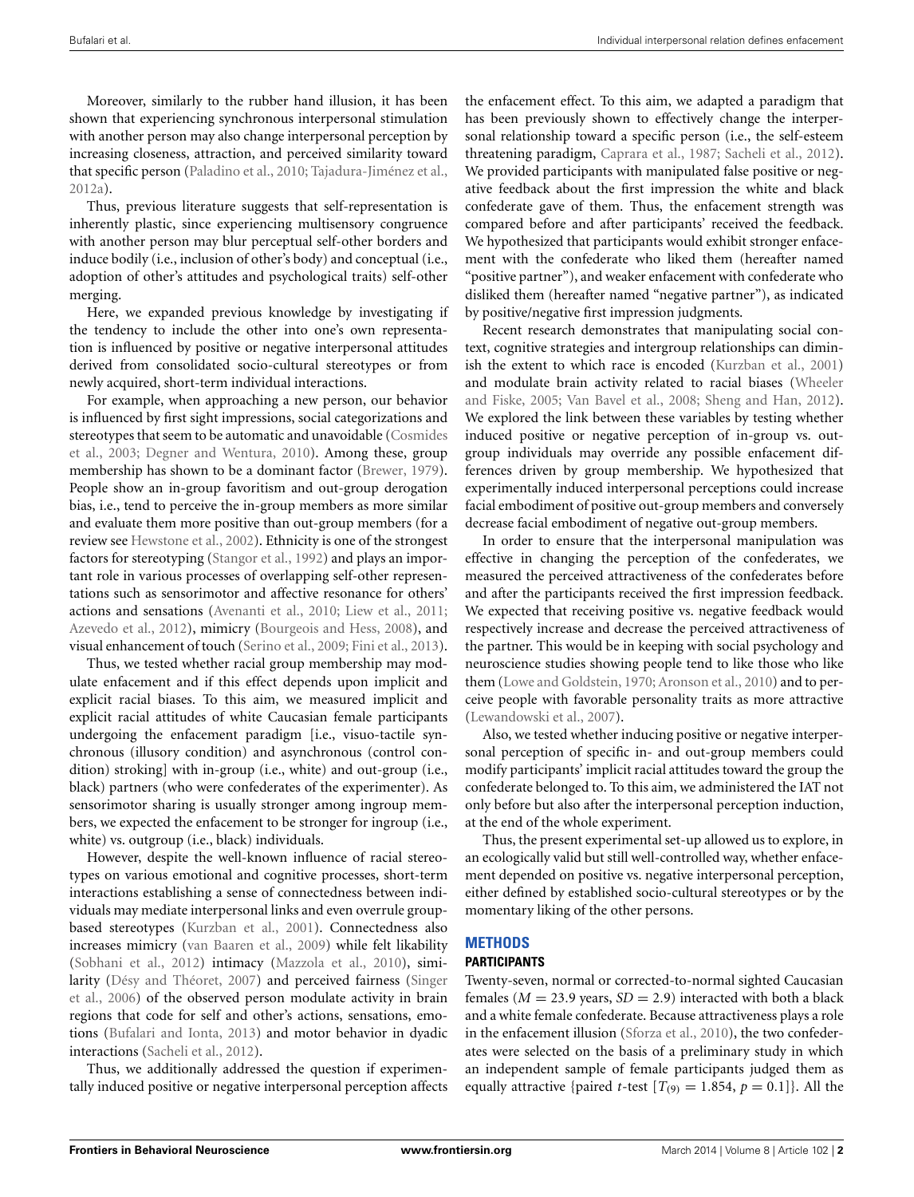Moreover, similarly to the rubber hand illusion, it has been shown that experiencing synchronous interpersonal stimulation with another person may also change interpersonal perception by increasing closeness, attraction, and perceived similarity toward that specific person (Paladino et al., 2010; Tajadura-Jiménez et al., 2012a).

Thus, previous literature suggests that self-representation is inherently plastic, since experiencing multisensory congruence with another person may blur perceptual self-other borders and induce bodily (i.e., inclusion of other's body) and conceptual (i.e., adoption of other's attitudes and psychological traits) self-other merging.

Here, we expanded previous knowledge by investigating if the tendency to include the other into one's own representation is influenced by positive or negative interpersonal attitudes derived from consolidated socio-cultural stereotypes or from newly acquired, short-term individual interactions.

For example, when approaching a new person, our behavior is influenced by first sight impressions, social categorizations and stereotypes that seem to be automatic and unavoidable (Cosmides et al., 2003; Degner and Wentura, 2010). Among these, group membership has shown to be a dominant factor (Brewer, 1979). People show an in-group favoritism and out-group derogation bias, i.e., tend to perceive the in-group members as more similar and evaluate them more positive than out-group members (for a review see Hewstone et al., 2002). Ethnicity is one of the strongest factors for stereotyping (Stangor et al., 1992) and plays an important role in various processes of overlapping self-other representations such as sensorimotor and affective resonance for others' actions and sensations (Avenanti et al., 2010; Liew et al., 2011; Azevedo et al., 2012), mimicry (Bourgeois and Hess, 2008), and visual enhancement of touch (Serino et al., 2009; Fini et al., 2013).

Thus, we tested whether racial group membership may modulate enfacement and if this effect depends upon implicit and explicit racial biases. To this aim, we measured implicit and explicit racial attitudes of white Caucasian female participants undergoing the enfacement paradigm [i.e., visuo-tactile synchronous (illusory condition) and asynchronous (control condition) stroking] with in-group (i.e., white) and out-group (i.e., black) partners (who were confederates of the experimenter). As sensorimotor sharing is usually stronger among ingroup members, we expected the enfacement to be stronger for ingroup (i.e., white) vs. outgroup (i.e., black) individuals.

However, despite the well-known influence of racial stereotypes on various emotional and cognitive processes, short-term interactions establishing a sense of connectedness between individuals may mediate interpersonal links and even overrule group-based stereotypes (Kurzban et al., 2001). Connectedness also increases mimicry (van Baaren et al., 2009) while felt likability (Sobhani et al., 2012) intimacy (Mazzola et al., 2010), similarity (Désy and Théoret, 2007) and perceived fairness (Singer et al., 2006) of the observed person modulate activity in brain regions that code for self and other's actions, sensations, emotions (Bufalari and Ionta, 2013) and motor behavior in dyadic interactions (Sacheli et al., 2012).

Thus, we additionally addressed the question if experimentally induced positive or negative interpersonal perception affects the enfacement effect. To this aim, we adapted a paradigm that has been previously shown to effectively change the interpersonal relationship toward a specific person (i.e., the self-esteem threatening paradigm, Caprara et al., 1987; Sacheli et al., 2012). We provided participants with manipulated false positive or negative feedback about the first impression the white and black confederate gave of them. Thus, the enfacement strength was compared before and after participants' received the feedback. We hypothesized that participants would exhibit stronger enfacement with the confederate who liked them (hereafter named "positive partner"), and weaker enfacement with confederate who disliked them (hereafter named "negative partner"), as indicated by positive/negative first impression judgments.

Recent research demonstrates that manipulating social context, cognitive strategies and intergroup relationships can diminish the extent to which race is encoded (Kurzban et al., 2001) and modulate brain activity related to racial biases (Wheeler and Fiske, 2005; Van Bavel et al., 2008; Sheng and Han, 2012). We explored the link between these variables by testing whether induced positive or negative perception of in-group vs. out-group individuals may override any possible enfacement differences driven by group membership. We hypothesized that experimentally induced interpersonal perceptions could increase facial embodiment of positive out-group members and conversely decrease facial embodiment of negative out-group members.

In order to ensure that the interpersonal manipulation was effective in changing the perception of the confederates, we measured the perceived attractiveness of the confederates before and after the participants received the first impression feedback. We expected that receiving positive vs. negative feedback would respectively increase and decrease the perceived attractiveness of the partner. This would be in keeping with social psychology and neuroscience studies showing people tend to like those who like them (Lowe and Goldstein, 1970; Aronson et al., 2010) and to perceive people with favorable personality traits as more attractive (Lewandowski et al., 2007).

Also, we tested whether inducing positive or negative interpersonal perception of specific in- and out-group members could modify participants' implicit racial attitudes toward the group the confederate belonged to. To this aim, we administered the IAT not only before but also after the interpersonal perception induction, at the end of the whole experiment.

Thus, the present experimental set-up allowed us to explore, in an ecologically valid but still well-controlled way, whether enfacement depended on positive vs. negative interpersonal perception, either defined by established socio-cultural stereotypes or by the momentary liking of the other persons.

## METHODS

### PARTICIPANTS

Twenty-seven, normal or corrected-to-normal sighted Caucasian females ($M = 23.9$ years, $SD = 2.9$) interacted with both a black and a white female confederate. Because attractiveness plays a role in the enfacement illusion (Sforza et al., 2010), the two confederates were selected on the basis of a preliminary study in which an independent sample of female participants judged them as equally attractive {paired $t$-test [$T_{(9)} = 1.854$, $p = 0.1$]}. All the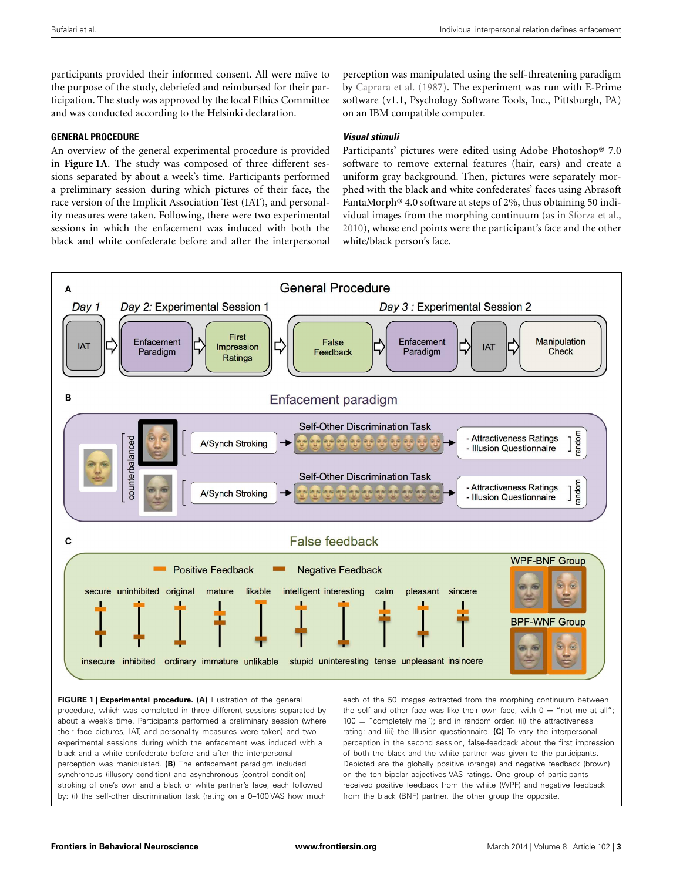participants provided their informed consent. All were naïve to the purpose of the study, debriefed and reimbursed for their participation. The study was approved by the local Ethics Committee and was conducted according to the Helsinki declaration.

### GENERAL PROCEDURE

An overview of the general experimental procedure is provided in **Figure 1A**. The study was composed of three different sessions separated by about a week's time. Participants performed a preliminary session during which pictures of their face, the race version of the Implicit Association Test (IAT), and personality measures were taken. Following, there were two experimental sessions in which the enfacement was induced with both the black and white confederate before and after the interpersonal perception was manipulated using the self-threatening paradigm by Caprara et al. (1987). The experiment was run with E-Prime software (v1.1, Psychology Software Tools, Inc., Pittsburgh, PA) on an IBM compatible computer.

#### *Visual stimuli*

Participants' pictures were edited using Adobe Photoshop® 7.0 software to remove external features (hair, ears) and create a uniform gray background. Then, pictures were separately morphed with the black and white confederates' faces using Abrasoft FantaMorph® 4.0 software at steps of 2%, thus obtaining 50 individual images from the morphing continuum (as in Sforza et al., 2010), whose end points were the participant's face and the other white/black person's face.

**FIGURE 1 | Experimental procedure. (A)** Illustration of the general procedure, which was completed in three different sessions separated by about a week's time. Participants performed a preliminary session (where their face pictures, IAT, and personality measures were taken) and two experimental sessions during which the enfacement was induced with a black and a white confederate before and after the interpersonal perception was manipulated. **(B)** The enfacement paradigm included synchronous (illusory condition) and asynchronous (control condition) stroking of one's own and a black or white partner's face, each followed by: (i) the self-other discrimination task (rating on a 0–100 VAS how much each of the 50 images extracted from the morphing continuum between the self and other face was like their own face, with 0 = "not me at all"; 100 = "completely me"); and in random order: (ii) the attractiveness rating; and (iii) the Illusion questionnaire. **(C)** To vary the interpersonal perception in the second session, false-feedback about the first impression of both the black and the white partner was given to the participants. Depicted are the globally positive (orange) and negative feedback (brown) on the ten bipolar adjectives-VAS ratings. One group of participants received positive feedback from the white (WPF) and negative feedback from the black (BNF) partner, the other group the opposite.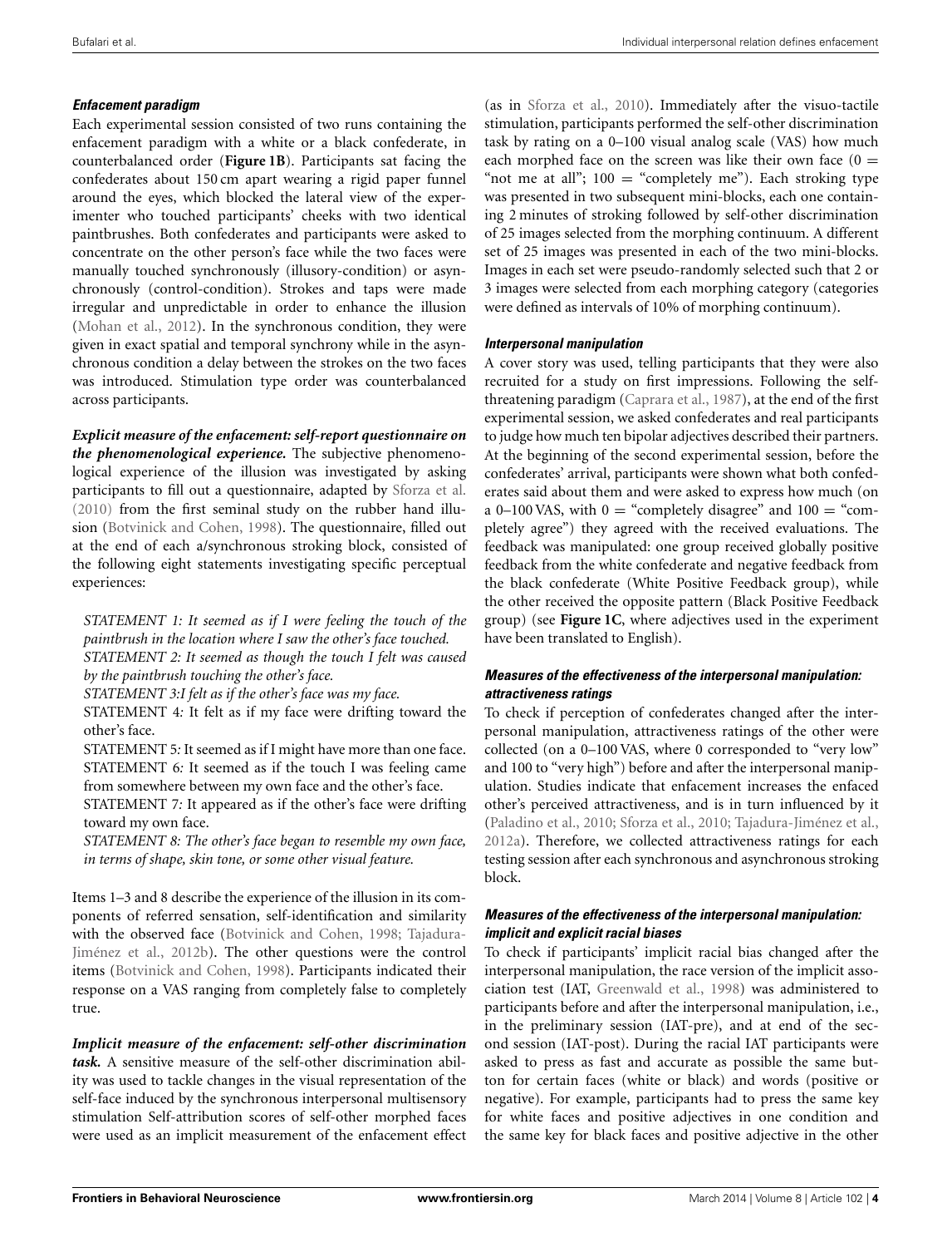#### *Enfacement paradigm*

Each experimental session consisted of two runs containing the enfacement paradigm with a white or a black confederate, in counterbalanced order (**Figure 1B**). Participants sat facing the confederates about 150 cm apart wearing a rigid paper funnel around the eyes, which blocked the lateral view of the experimenter who touched participants' cheeks with two identical paintbrushes. Both confederates and participants were asked to concentrate on the other person's face while the two faces were manually touched synchronously (illusory-condition) or asynchronously (control-condition). Strokes and taps were made irregular and unpredictable in order to enhance the illusion (Mohan et al., 2012). In the synchronous condition, they were given in exact spatial and temporal synchrony while in the asynchronous condition a delay between the strokes on the two faces was introduced. Stimulation type order was counterbalanced across participants.

***Explicit measure of the enfacement: self-report questionnaire on the phenomenological experience.*** The subjective phenomenological experience of the illusion was investigated by asking participants to fill out a questionnaire, adapted by Sforza et al. (2010) from the first seminal study on the rubber hand illusion (Botvinick and Cohen, 1998). The questionnaire, filled out at the end of each a/synchronous stroking block, consisted of the following eight statements investigating specific perceptual experiences:

*STATEMENT 1: It seemed as if I were feeling the touch of the paintbrush in the location where I saw the other's face touched.*
*STATEMENT 2: It seemed as though the touch I felt was caused by the paintbrush touching the other's face.*
*STATEMENT 3:I felt as if the other's face was my face.*
STATEMENT 4*:* It felt as if my face were drifting toward the other's face.
STATEMENT 5*:* It seemed as if I might have more than one face.
STATEMENT 6*:* It seemed as if the touch I was feeling came from somewhere between my own face and the other's face.
STATEMENT 7*:* It appeared as if the other's face were drifting toward my own face.
*STATEMENT 8: The other's face began to resemble my own face, in terms of shape, skin tone, or some other visual feature.*

Items 1–3 and 8 describe the experience of the illusion in its components of referred sensation, self-identification and similarity with the observed face (Botvinick and Cohen, 1998; Tajadura-Jiménez et al., 2012b). The other questions were the control items (Botvinick and Cohen, 1998). Participants indicated their response on a VAS ranging from completely false to completely true.

***Implicit measure of the enfacement: self-other discrimination task.*** A sensitive measure of the self-other discrimination ability was used to tackle changes in the visual representation of the self-face induced by the synchronous interpersonal multisensory stimulation Self-attribution scores of self-other morphed faces were used as an implicit measurement of the enfacement effect (as in Sforza et al., 2010). Immediately after the visuo-tactile stimulation, participants performed the self-other discrimination task by rating on a 0–100 visual analog scale (VAS) how much each morphed face on the screen was like their own face (0 = "not me at all"; 100 = "completely me"). Each stroking type was presented in two subsequent mini-blocks, each one containing 2 minutes of stroking followed by self-other discrimination of 25 images selected from the morphing continuum. A different set of 25 images was presented in each of the two mini-blocks. Images in each set were pseudo-randomly selected such that 2 or 3 images were selected from each morphing category (categories were defined as intervals of 10% of morphing continuum).

#### *Interpersonal manipulation*

A cover story was used, telling participants that they were also recruited for a study on first impressions. Following the self-threatening paradigm (Caprara et al., 1987), at the end of the first experimental session, we asked confederates and real participants to judge how much ten bipolar adjectives described their partners. At the beginning of the second experimental session, before the confederates' arrival, participants were shown what both confederates said about them and were asked to express how much (on a 0–100 VAS, with 0 = "completely disagree" and 100 = "completely agree") they agreed with the received evaluations. The feedback was manipulated: one group received globally positive feedback from the white confederate and negative feedback from the black confederate (White Positive Feedback group), while the other received the opposite pattern (Black Positive Feedback group) (see **Figure 1C**, where adjectives used in the experiment have been translated to English).

#### *Measures of the effectiveness of the interpersonal manipulation: attractiveness ratings*

To check if perception of confederates changed after the interpersonal manipulation, attractiveness ratings of the other were collected (on a 0–100 VAS, where 0 corresponded to "very low" and 100 to "very high") before and after the interpersonal manipulation. Studies indicate that enfacement increases the enfaced other's perceived attractiveness, and is in turn influenced by it (Paladino et al., 2010; Sforza et al., 2010; Tajadura-Jiménez et al., 2012a). Therefore, we collected attractiveness ratings for each testing session after each synchronous and asynchronous stroking block.

#### *Measures of the effectiveness of the interpersonal manipulation: implicit and explicit racial biases*

To check if participants' implicit racial bias changed after the interpersonal manipulation, the race version of the implicit association test (IAT, Greenwald et al., 1998) was administered to participants before and after the interpersonal manipulation, i.e., in the preliminary session (IAT-pre), and at end of the second session (IAT-post). During the racial IAT participants were asked to press as fast and accurate as possible the same button for certain faces (white or black) and words (positive or negative). For example, participants had to press the same key for white faces and positive adjectives in one condition and the same key for black faces and positive adjective in the other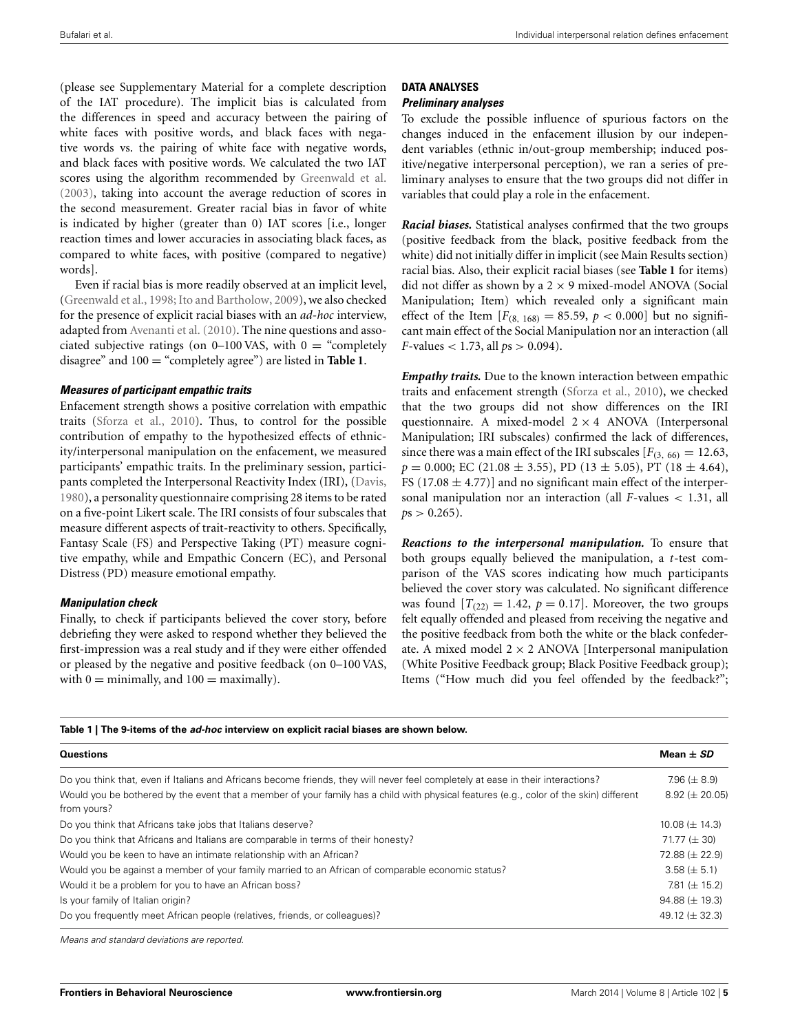(please see Supplementary Material for a complete description of the IAT procedure). The implicit bias is calculated from the differences in speed and accuracy between the pairing of white faces with positive words, and black faces with negative words vs. the pairing of white face with negative words, and black faces with positive words. We calculated the two IAT scores using the algorithm recommended by Greenwald et al. (2003), taking into account the average reduction of scores in the second measurement. Greater racial bias in favor of white is indicated by higher (greater than 0) IAT scores [i.e., longer reaction times and lower accuracies in associating black faces, as compared to white faces, with positive (compared to negative) words].

Even if racial bias is more readily observed at an implicit level, (Greenwald et al., 1998; Ito and Bartholow, 2009), we also checked for the presence of explicit racial biases with an *ad-hoc* interview, adapted from Avenanti et al. (2010). The nine questions and associated subjective ratings (on 0–100 VAS, with 0 = "completely disagree" and 100 = "completely agree") are listed in **Table 1**.

#### *Measures of participant empathic traits*

Enfacement strength shows a positive correlation with empathic traits (Sforza et al., 2010). Thus, to control for the possible contribution of empathy to the hypothesized effects of ethnicity/interpersonal manipulation on the enfacement, we measured participants' empathic traits. In the preliminary session, participants completed the Interpersonal Reactivity Index (IRI), (Davis, 1980), a personality questionnaire comprising 28 items to be rated on a five-point Likert scale. The IRI consists of four subscales that measure different aspects of trait-reactivity to others. Specifically, Fantasy Scale (FS) and Perspective Taking (PT) measure cognitive empathy, while and Empathic Concern (EC), and Personal Distress (PD) measure emotional empathy.

#### *Manipulation check*

Finally, to check if participants believed the cover story, before debriefing they were asked to respond whether they believed the first-impression was a real study and if they were either offended or pleased by the negative and positive feedback (on 0–100 VAS, with 0 = minimally, and 100 = maximally).

### DATA ANALYSES

#### *Preliminary analyses*

To exclude the possible influence of spurious factors on the changes induced in the enfacement illusion by our independent variables (ethnic in/out-group membership; induced positive/negative interpersonal perception), we ran a series of preliminary analyses to ensure that the two groups did not differ in variables that could play a role in the enfacement.

***Racial biases.*** Statistical analyses confirmed that the two groups (positive feedback from the black, positive feedback from the white) did not initially differ in implicit (see Main Results section) racial bias. Also, their explicit racial biases (see **Table 1** for items) did not differ as shown by a 2 × 9 mixed-model ANOVA (Social Manipulation; Item) which revealed only a significant main effect of the Item [$F_{(8,\ 168)} = 85.59$, $p < 0.000$] but no significant main effect of the Social Manipulation nor an interaction (all $F$-values $< 1.73$, all $p$s $> 0.094$).

***Empathy traits.*** Due to the known interaction between empathic traits and enfacement strength (Sforza et al., 2010), we checked that the two groups did not show differences on the IRI questionnaire. A mixed-model 2 × 4 ANOVA (Interpersonal Manipulation; IRI subscales) confirmed the lack of differences, since there was a main effect of the IRI subscales [$F_{(3,\ 66)} = 12.63$, $p = 0.000$; EC ($21.08 \pm 3.55$), PD ($13 \pm 5.05$), PT ($18 \pm 4.64$), FS ($17.08 \pm 4.77$)] and no significant main effect of the interpersonal manipulation nor an interaction (all $F$-values $< 1.31$, all $p$s $> 0.265$).

***Reactions to the interpersonal manipulation.*** To ensure that both groups equally believed the manipulation, a $t$-test comparison of the VAS scores indicating how much participants believed the cover story was calculated. No significant difference was found [$T_{(22)} = 1.42$, $p = 0.17$]. Moreover, the two groups felt equally offended and pleased from receiving the negative and the positive feedback from both the white or the black confederate. A mixed model 2 × 2 ANOVA [Interpersonal manipulation (White Positive Feedback group; Black Positive Feedback group); Items ("How much did you feel offended by the feedback?";

**Table 1 | The 9-items of the *ad-hoc* interview on explicit racial biases are shown below.**

| Questions | Mean ± *SD* |
|---|---|
| Do you think that, even if Italians and Africans become friends, they will never feel completely at ease in their interactions? | 7.96 (± 8.9) |
| Would you be bothered by the event that a member of your family has a child with physical features (e.g., color of the skin) different from yours? | 8.92 (± 20.05) |
| Do you think that Africans take jobs that Italians deserve? | 10.08 (± 14.3) |
| Do you think that Africans and Italians are comparable in terms of their honesty? | 71.77 (± 30) |
| Would you be keen to have an intimate relationship with an African? | 72.88 (± 22.9) |
| Would you be against a member of your family married to an African of comparable economic status? | 3.58 (± 5.1) |
| Would it be a problem for you to have an African boss? | 7.81 (± 15.2) |
| Is your family of Italian origin? | 94.88 (± 19.3) |
| Do you frequently meet African people (relatives, friends, or colleagues)? | 49.12 (± 32.3) |

*Means and standard deviations are reported.*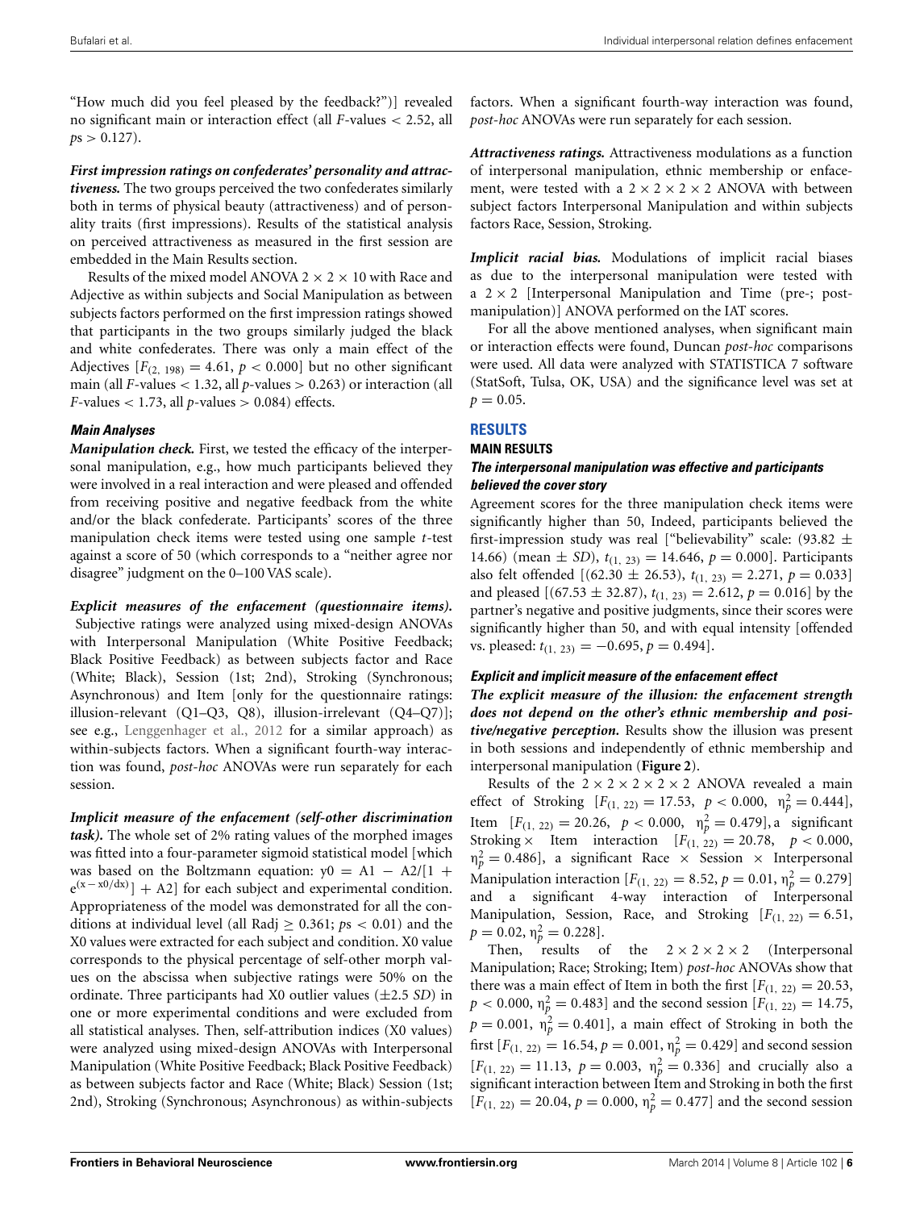"How much did you feel pleased by the feedback?")] revealed no significant main or interaction effect (all *F*-values $< 2.52$, all *p*s $> 0.127$).

***First impression ratings on confederates' personality and attractiveness.*** The two groups perceived the two confederates similarly both in terms of physical beauty (attractiveness) and of personality traits (first impressions). Results of the statistical analysis on perceived attractiveness as measured in the first session are embedded in the Main Results section.

Results of the mixed model ANOVA $2 \times 2 \times 10$ with Race and Adjective as within subjects and Social Manipulation as between subjects factors performed on the first impression ratings showed that participants in the two groups similarly judged the black and white confederates. There was only a main effect of the Adjectives [$F_{(2,\ 198)} = 4.61$, $p < 0.000$] but no other significant main (all *F*-values $< 1.32$, all *p*-values $> 0.263$) or interaction (all *F*-values $< 1.73$, all *p*-values $> 0.084$) effects.

#### *Main Analyses*

***Manipulation check.*** First, we tested the efficacy of the interpersonal manipulation, e.g., how much participants believed they were involved in a real interaction and were pleased and offended from receiving positive and negative feedback from the white and/or the black confederate. Participants' scores of the three manipulation check items were tested using one sample *t*-test against a score of 50 (which corresponds to a "neither agree nor disagree" judgment on the 0–100 VAS scale).

***Explicit measures of the enfacement (questionnaire items).*** Subjective ratings were analyzed using mixed-design ANOVAs with Interpersonal Manipulation (White Positive Feedback; Black Positive Feedback) as between subjects factor and Race (White; Black), Session (1st; 2nd), Stroking (Synchronous; Asynchronous) and Item [only for the questionnaire ratings: illusion-relevant (Q1–Q3, Q8), illusion-irrelevant (Q4–Q7)]; see e.g., Lenggenhager et al., 2012 for a similar approach) as within-subjects factors. When a significant fourth-way interaction was found, *post-hoc* ANOVAs were run separately for each session.

***Implicit measure of the enfacement (self-other discrimination task).*** The whole set of 2% rating values of the morphed images was fitted into a four-parameter sigmoid statistical model [which was based on the Boltzmann equation: $y0 = A1 - A2/[1 + e^{(x - x0/dx)}] + A2$] for each subject and experimental condition. Appropriateness of the model was demonstrated for all the conditions at individual level (all Radj $\geq 0.361$; *p*s $< 0.01$) and the X0 values were extracted for each subject and condition. X0 value corresponds to the physical percentage of self-other morph values on the abscissa when subjective ratings were 50% on the ordinate. Three participants had X0 outlier values ($\pm 2.5$ *SD*) in one or more experimental conditions and were excluded from all statistical analyses. Then, self-attribution indices (X0 values) were analyzed using mixed-design ANOVAs with Interpersonal Manipulation (White Positive Feedback; Black Positive Feedback) as between subjects factor and Race (White; Black) Session (1st; 2nd), Stroking (Synchronous; Asynchronous) as within-subjects factors. When a significant fourth-way interaction was found, *post-hoc* ANOVAs were run separately for each session.

***Attractiveness ratings.*** Attractiveness modulations as a function of interpersonal manipulation, ethnic membership or enfacement, were tested with a $2 \times 2 \times 2 \times 2$ ANOVA with between subject factors Interpersonal Manipulation and within subjects factors Race, Session, Stroking.

***Implicit racial bias.*** Modulations of implicit racial biases as due to the interpersonal manipulation were tested with a $2 \times 2$ [Interpersonal Manipulation and Time (pre-; post-manipulation)] ANOVA performed on the IAT scores.

For all the above mentioned analyses, when significant main or interaction effects were found, Duncan *post-hoc* comparisons were used. All data were analyzed with STATISTICA 7 software (StatSoft, Tulsa, OK, USA) and the significance level was set at $p = 0.05$.

## RESULTS

### MAIN RESULTS

#### *The interpersonal manipulation was effective and participants believed the cover story*

Agreement scores for the three manipulation check items were significantly higher than 50, Indeed, participants believed the first-impression study was real ["believability" scale: ($93.82 \pm 14.66$) (mean $\pm$ *SD*), $t_{(1,\ 23)} = 14.646$, $p = 0.000$]. Participants also felt offended [($62.30 \pm 26.53$), $t_{(1,\ 23)} = 2.271$, $p = 0.033$] and pleased [($67.53 \pm 32.87$), $t_{(1,\ 23)} = 2.612$, $p = 0.016$] by the partner's negative and positive judgments, since their scores were significantly higher than 50, and with equal intensity [offended vs. pleased: $t_{(1,\ 23)} = -0.695$, $p = 0.494$].

#### *Explicit and implicit measure of the enfacement effect*

***The explicit measure of the illusion: the enfacement strength does not depend on the other's ethnic membership and positive/negative perception.*** Results show the illusion was present in both sessions and independently of ethnic membership and interpersonal manipulation (**Figure 2**).

Results of the $2 \times 2 \times 2 \times 2 \times 2$ ANOVA revealed a main effect of Stroking [$F_{(1,\ 22)} = 17.53$, $p < 0.000$, $\eta_p^2 = 0.444$], Item [$F_{(1,\ 22)} = 20.26$, $p < 0.000$, $\eta_p^2 = 0.479$], a significant Stroking $\times$ Item interaction [$F_{(1,\ 22)} = 20.78$, $p < 0.000$, $\eta_p^2 = 0.486$], a significant Race $\times$ Session $\times$ Interpersonal Manipulation interaction [$F_{(1,\ 22)} = 8.52$, $p = 0.01$, $\eta_p^2 = 0.279$] and a significant 4-way interaction of Interpersonal Manipulation, Session, Race, and Stroking [$F_{(1,\ 22)} = 6.51$, $p = 0.02$, $\eta_p^2 = 0.228$].

Then, results of the $2 \times 2 \times 2 \times 2$ (Interpersonal Manipulation; Race; Stroking; Item) *post-hoc* ANOVAs show that there was a main effect of Item in both the first [$F_{(1,\ 22)} = 20.53$, $p < 0.000$, $\eta_p^2 = 0.483$] and the second session [$F_{(1,\ 22)} = 14.75$, $p = 0.001$, $\eta_p^2 = 0.401$], a main effect of Stroking in both the first [$F_{(1,\ 22)} = 16.54$, $p = 0.001$, $\eta_p^2 = 0.429$] and second session [$F_{(1,\ 22)} = 11.13$, $p = 0.003$, $\eta_p^2 = 0.336$] and crucially also a significant interaction between Item and Stroking in both the first [$F_{(1,\ 22)} = 20.04$, $p = 0.000$, $\eta_p^2 = 0.477$] and the second session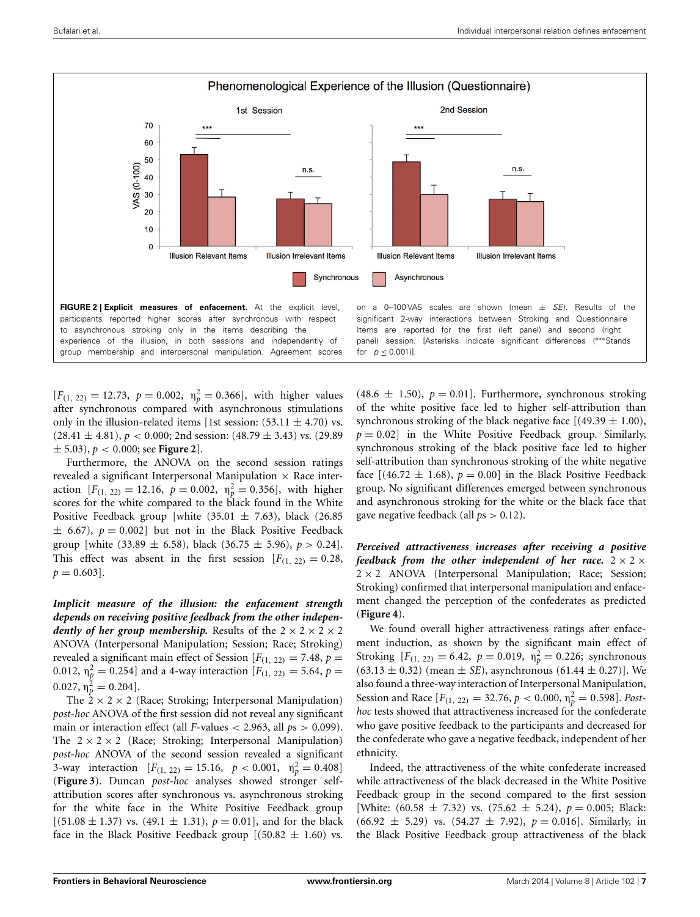**FIGURE 2 | Explicit measures of enfacement.** At the explicit level, participants reported higher scores after synchronous with respect to asynchronous stroking only in the items describing the experience of the illusion, in both sessions and independently of group membership and interpersonal manipulation. Agreement scores on a 0–100 VAS scales are shown (mean ± *SE*). Results of the significant 2-way interactions between Stroking and Questionnaire Items are reported for the first (left panel) and second (right panel) session. [Asterisks indicate significant differences (***Stands for $p \leq 0.001$)].

[$F_{(1, 22)} = 12.73$, $p = 0.002$, $\eta_p^2 = 0.366$], with higher values after synchronous compared with asynchronous stimulations only in the illusion-related items [1st session: (53.11 ± 4.70) vs. (28.41 ± 4.81), $p < 0.000$; 2nd session: (48.79 ± 3.43) vs. (29.89 ± 5.03), $p < 0.000$; see **Figure 2**].

Furthermore, the ANOVA on the second session ratings revealed a significant Interpersonal Manipulation × Race interaction [$F_{(1, 22)} = 12.16$, $p = 0.002$, $\eta_p^2 = 0.356$], with higher scores for the white compared to the black found in the White Positive Feedback group [white (35.01 ± 7.63), black (26.85 ± 6.67), $p = 0.002$] but not in the Black Positive Feedback group [white (33.89 ± 6.58), black (36.75 ± 5.96), $p > 0.24$]. This effect was absent in the first session [$F_{(1, 22)} = 0.28$, $p = 0.603$].

***Implicit measure of the illusion: the enfacement strength depends on receiving positive feedback from the other independently of her group membership.*** Results of the 2 × 2 × 2 × 2 ANOVA (Interpersonal Manipulation; Session; Race; Stroking) revealed a significant main effect of Session [$F_{(1, 22)} = 7.48$, $p = 0.012$, $\eta_p^2 = 0.254$] and a 4-way interaction [$F_{(1, 22)} = 5.64$, $p = 0.027$, $\eta_p^2 = 0.204$].

The 2 × 2 × 2 (Race; Stroking; Interpersonal Manipulation) *post-hoc* ANOVA of the first session did not reveal any significant main or interaction effect (all *F*-values < 2.963, all *p*s > 0.099). The 2 × 2 × 2 (Race; Stroking; Interpersonal Manipulation) *post-hoc* ANOVA of the second session revealed a significant 3-way interaction [$F_{(1, 22)} = 15.16$, $p < 0.001$, $\eta_p^2 = 0.408$] (**Figure 3**). Duncan *post-hoc* analyses showed stronger self-attribution scores after synchronous vs. asynchronous stroking for the white face in the White Positive Feedback group [(51.08 ± 1.37) vs. (49.1 ± 1.31), $p = 0.01$], and for the black face in the Black Positive Feedback group [(50.82 ± 1.60) vs. (48.6 ± 1.50), $p = 0.01$]. Furthermore, synchronous stroking of the white positive face led to higher self-attribution than synchronous stroking of the black negative face [(49.39 ± 1.00), $p = 0.02$] in the White Positive Feedback group. Similarly, synchronous stroking of the black positive face led to higher self-attribution than synchronous stroking of the white negative face [(46.72 ± 1.68), $p = 0.00$] in the Black Positive Feedback group. No significant differences emerged between synchronous and asynchronous stroking for the white or the black face that gave negative feedback (all *p*s > 0.12).

***Perceived attractiveness increases after receiving a positive feedback from the other independent of her race.*** 2 × 2 × 2 × 2 ANOVA (Interpersonal Manipulation; Race; Session; Stroking) confirmed that interpersonal manipulation and enfacement changed the perception of the confederates as predicted (**Figure 4**).

We found overall higher attractiveness ratings after enfacement induction, as shown by the significant main effect of Stroking [$F_{(1, 22)} = 6.42$, $p = 0.019$, $\eta_p^2 = 0.226$; synchronous (63.13 ± 0.32) (mean ± *SE*), asynchronous (61.44 ± 0.27)]. We also found a three-way interaction of Interpersonal Manipulation, Session and Race [$F_{(1, 22)} = 32.76$, $p < 0.000$, $\eta_p^2 = 0.598$]. *Post-hoc* tests showed that attractiveness increased for the confederate who gave positive feedback to the participants and decreased for the confederate who gave a negative feedback, independent of her ethnicity.

Indeed, the attractiveness of the white confederate increased while attractiveness of the black decreased in the White Positive Feedback group in the second compared to the first session [White: (60.58 ± 7.32) vs. (75.62 ± 5.24), $p = 0.005$; Black: (66.92 ± 5.29) vs. (54.27 ± 7.92), $p = 0.016$]. Similarly, in the Black Positive Feedback group attractiveness of the black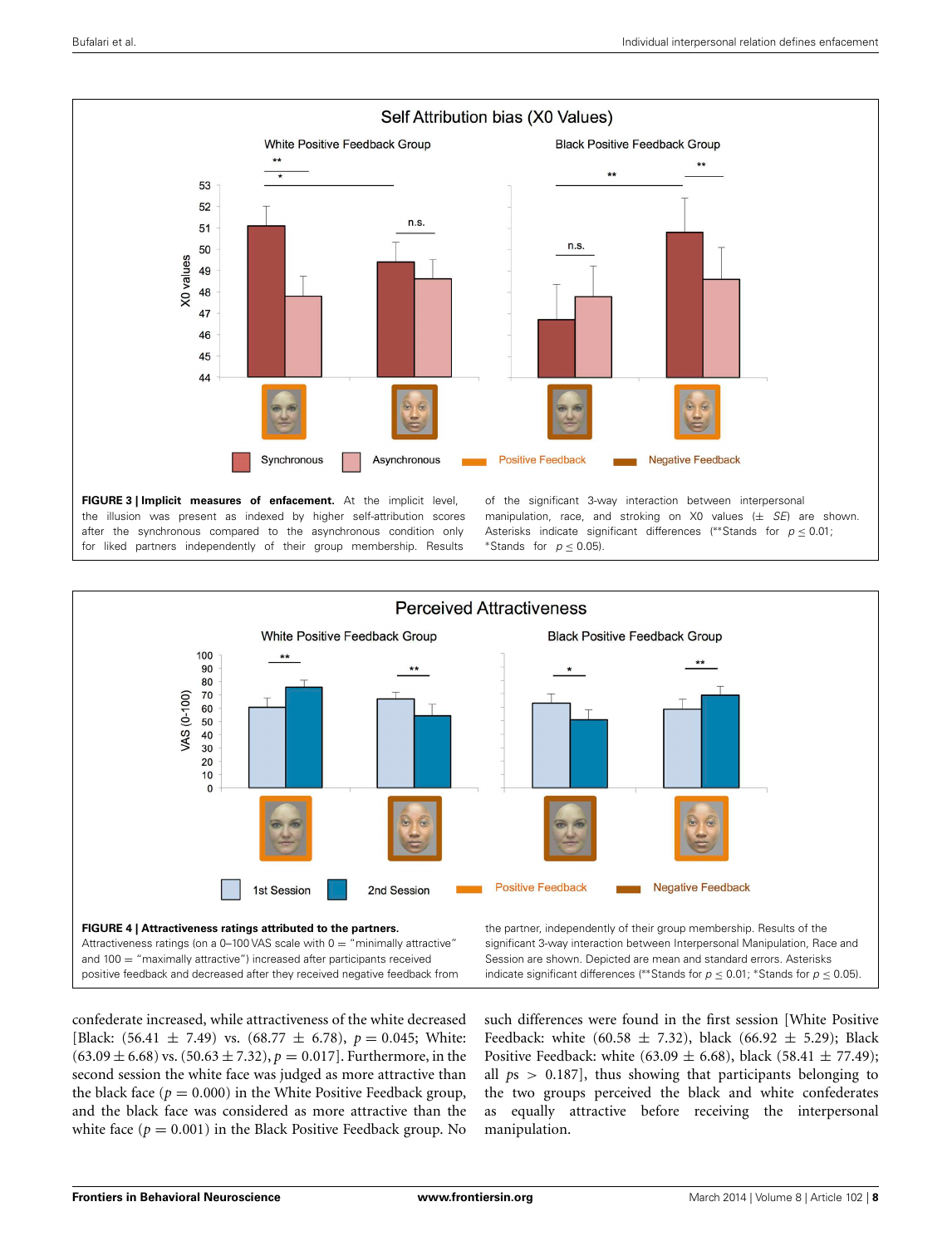**FIGURE 3 | Implicit measures of enfacement.** At the implicit level, the illusion was present as indexed by higher self-attribution scores after the synchronous compared to the asynchronous condition only for liked partners independently of their group membership. Results of the significant 3-way interaction between interpersonal manipulation, race, and stroking on X0 values (± *SE*) are shown. Asterisks indicate significant differences (**Stands for $p \leq 0.01$; *Stands for $p \leq 0.05$).

**FIGURE 4 | Attractiveness ratings attributed to the partners.** Attractiveness ratings (on a 0–100 VAS scale with 0 = "minimally attractive" and 100 = "maximally attractive") increased after participants received positive feedback and decreased after they received negative feedback from the partner, independently of their group membership. Results of the significant 3-way interaction between Interpersonal Manipulation, Race and Session are shown. Depicted are mean and standard errors. Asterisks indicate significant differences (**Stands for $p \leq 0.01$; *Stands for $p \leq 0.05$).

confederate increased, while attractiveness of the white decreased [Black: (56.41 ± 7.49) vs. (68.77 ± 6.78), $p = 0.045$; White: (63.09 ± 6.68) vs. (50.63 ± 7.32), $p = 0.017$]. Furthermore, in the second session the white face was judged as more attractive than the black face ($p = 0.000$) in the White Positive Feedback group, and the black face was considered as more attractive than the white face ($p = 0.001$) in the Black Positive Feedback group. No such differences were found in the first session [White Positive Feedback: white (60.58 ± 7.32), black (66.92 ± 5.29); Black Positive Feedback: white (63.09 ± 6.68), black (58.41 ± 77.49); all $ps > 0.187$], thus showing that participants belonging to the two groups perceived the black and white confederates as equally attractive before receiving the interpersonal manipulation.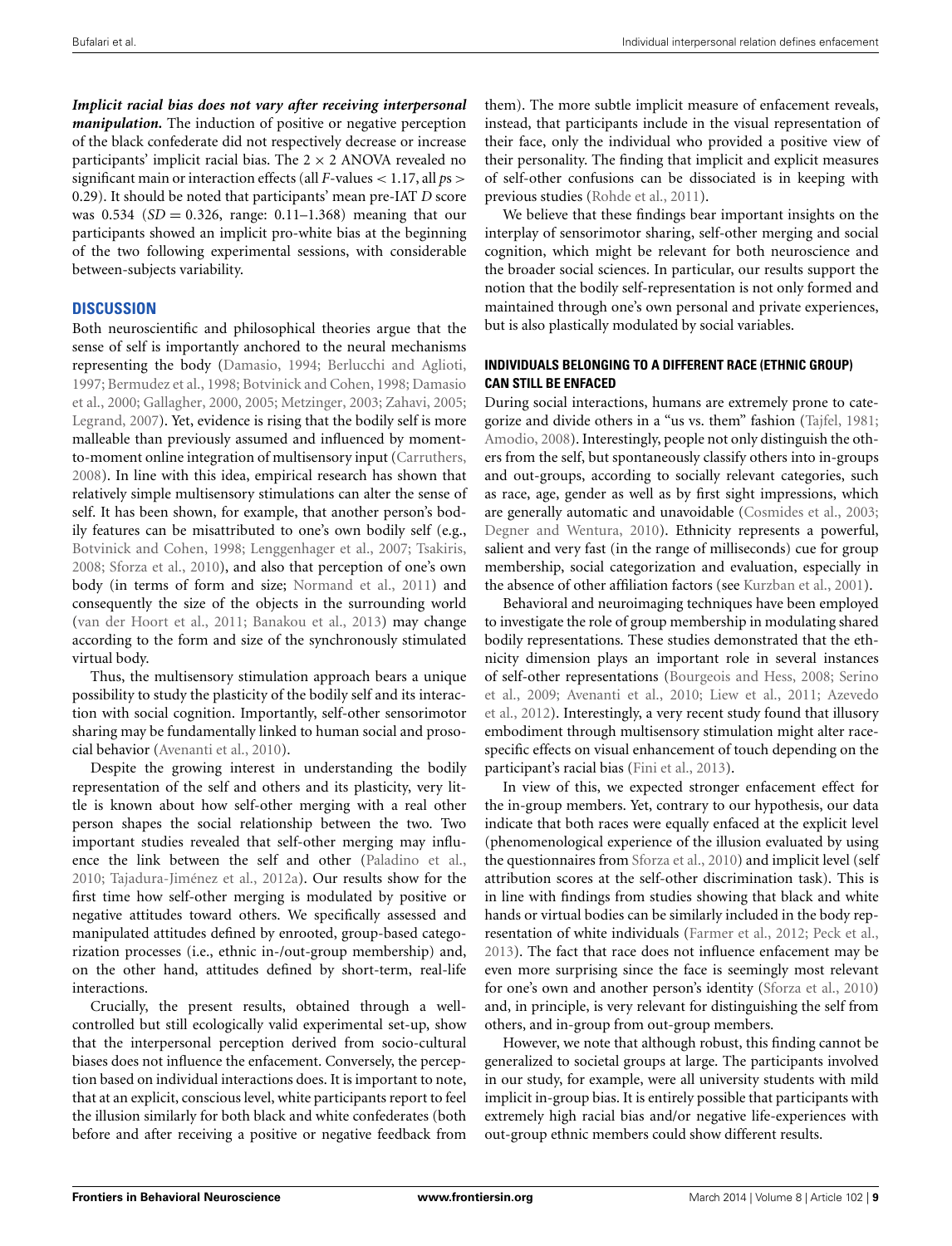***Implicit racial bias does not vary after receiving interpersonal manipulation.*** The induction of positive or negative perception of the black confederate did not respectively decrease or increase participants' implicit racial bias. The $2 \times 2$ ANOVA revealed no significant main or interaction effects (all $F$-values $< 1.17$, all $p$s $>$ 0.29). It should be noted that participants' mean pre-IAT $D$ score was 0.534 ($SD = 0.326$, range: 0.11–1.368) meaning that our participants showed an implicit pro-white bias at the beginning of the two following experimental sessions, with considerable between-subjects variability.

## DISCUSSION

Both neuroscientific and philosophical theories argue that the sense of self is importantly anchored to the neural mechanisms representing the body (Damasio, 1994; Berlucchi and Aglioti, 1997; Bermudez et al., 1998; Botvinick and Cohen, 1998; Damasio et al., 2000; Gallagher, 2000, 2005; Metzinger, 2003; Zahavi, 2005; Legrand, 2007). Yet, evidence is rising that the bodily self is more malleable than previously assumed and influenced by moment-to-moment online integration of multisensory input (Carruthers, 2008). In line with this idea, empirical research has shown that relatively simple multisensory stimulations can alter the sense of self. It has been shown, for example, that another person's bodily features can be misattributed to one's own bodily self (e.g., Botvinick and Cohen, 1998; Lenggenhager et al., 2007; Tsakiris, 2008; Sforza et al., 2010), and also that perception of one's own body (in terms of form and size; Normand et al., 2011) and consequently the size of the objects in the surrounding world (van der Hoort et al., 2011; Banakou et al., 2013) may change according to the form and size of the synchronously stimulated virtual body.

Thus, the multisensory stimulation approach bears a unique possibility to study the plasticity of the bodily self and its interaction with social cognition. Importantly, self-other sensorimotor sharing may be fundamentally linked to human social and prosocial behavior (Avenanti et al., 2010).

Despite the growing interest in understanding the bodily representation of the self and others and its plasticity, very little is known about how self-other merging with a real other person shapes the social relationship between the two. Two important studies revealed that self-other merging may influence the link between the self and other (Paladino et al., 2010; Tajadura-Jiménez et al., 2012a). Our results show for the first time how self-other merging is modulated by positive or negative attitudes toward others. We specifically assessed and manipulated attitudes defined by enrooted, group-based categorization processes (i.e., ethnic in-/out-group membership) and, on the other hand, attitudes defined by short-term, real-life interactions.

Crucially, the present results, obtained through a well-controlled but still ecologically valid experimental set-up, show that the interpersonal perception derived from socio-cultural biases does not influence the enfacement. Conversely, the perception based on individual interactions does. It is important to note, that at an explicit, conscious level, white participants report to feel the illusion similarly for both black and white confederates (both before and after receiving a positive or negative feedback from them). The more subtle implicit measure of enfacement reveals, instead, that participants include in the visual representation of their face, only the individual who provided a positive view of their personality. The finding that implicit and explicit measures of self-other confusions can be dissociated is in keeping with previous studies (Rohde et al., 2011).

We believe that these findings bear important insights on the interplay of sensorimotor sharing, self-other merging and social cognition, which might be relevant for both neuroscience and the broader social sciences. In particular, our results support the notion that the bodily self-representation is not only formed and maintained through one's own personal and private experiences, but is also plastically modulated by social variables.

### INDIVIDUALS BELONGING TO A DIFFERENT RACE (ETHNIC GROUP) CAN STILL BE ENFACED

During social interactions, humans are extremely prone to categorize and divide others in a "us vs. them" fashion (Tajfel, 1981; Amodio, 2008). Interestingly, people not only distinguish the others from the self, but spontaneously classify others into in-groups and out-groups, according to socially relevant categories, such as race, age, gender as well as by first sight impressions, which are generally automatic and unavoidable (Cosmides et al., 2003; Degner and Wentura, 2010). Ethnicity represents a powerful, salient and very fast (in the range of milliseconds) cue for group membership, social categorization and evaluation, especially in the absence of other affiliation factors (see Kurzban et al., 2001).

Behavioral and neuroimaging techniques have been employed to investigate the role of group membership in modulating shared bodily representations. These studies demonstrated that the ethnicity dimension plays an important role in several instances of self-other representations (Bourgeois and Hess, 2008; Serino et al., 2009; Avenanti et al., 2010; Liew et al., 2011; Azevedo et al., 2012). Interestingly, a very recent study found that illusory embodiment through multisensory stimulation might alter race-specific effects on visual enhancement of touch depending on the participant's racial bias (Fini et al., 2013).

In view of this, we expected stronger enfacement effect for the in-group members. Yet, contrary to our hypothesis, our data indicate that both races were equally enfaced at the explicit level (phenomenological experience of the illusion evaluated by using the questionnaires from Sforza et al., 2010) and implicit level (self attribution scores at the self-other discrimination task). This is in line with findings from studies showing that black and white hands or virtual bodies can be similarly included in the body representation of white individuals (Farmer et al., 2012; Peck et al., 2013). The fact that race does not influence enfacement may be even more surprising since the face is seemingly most relevant for one's own and another person's identity (Sforza et al., 2010) and, in principle, is very relevant for distinguishing the self from others, and in-group from out-group members.

However, we note that although robust, this finding cannot be generalized to societal groups at large. The participants involved in our study, for example, were all university students with mild implicit in-group bias. It is entirely possible that participants with extremely high racial bias and/or negative life-experiences with out-group ethnic members could show different results.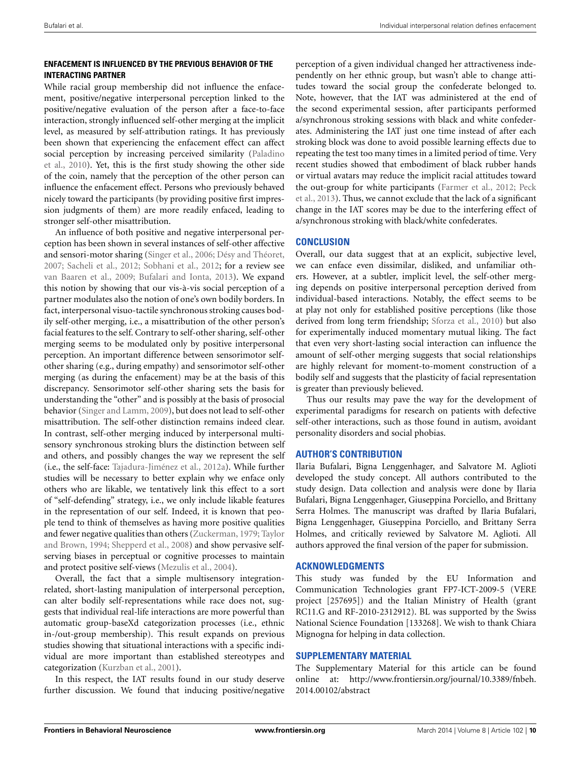### ENFACEMENT IS INFLUENCED BY THE PREVIOUS BEHAVIOR OF THE INTERACTING PARTNER

While racial group membership did not influence the enfacement, positive/negative interpersonal perception linked to the positive/negative evaluation of the person after a face-to-face interaction, strongly influenced self-other merging at the implicit level, as measured by self-attribution ratings. It has previously been shown that experiencing the enfacement effect can affect social perception by increasing perceived similarity (Paladino et al., 2010). Yet, this is the first study showing the other side of the coin, namely that the perception of the other person can influence the enfacement effect. Persons who previously behaved nicely toward the participants (by providing positive first impression judgments of them) are more readily enfaced, leading to stronger self-other misattribution.

An influence of both positive and negative interpersonal perception has been shown in several instances of self-other affective and sensori-motor sharing (Singer et al., 2006; Désy and Théoret, 2007; Sacheli et al., 2012; Sobhani et al., 2012; for a review see van Baaren et al., 2009; Bufalari and Ionta, 2013). We expand this notion by showing that our vis-à-vis social perception of a partner modulates also the notion of one's own bodily borders. In fact, interpersonal visuo-tactile synchronous stroking causes bodily self-other merging, i.e., a misattribution of the other person's facial features to the self. Contrary to self-other sharing, self-other merging seems to be modulated only by positive interpersonal perception. An important difference between sensorimotor self-other sharing (e.g., during empathy) and sensorimotor self-other merging (as during the enfacement) may be at the basis of this discrepancy. Sensorimotor self-other sharing sets the basis for understanding the "other" and is possibly at the basis of prosocial behavior (Singer and Lamm, 2009), but does not lead to self-other misattribution. The self-other distinction remains indeed clear. In contrast, self-other merging induced by interpersonal multisensory synchronous stroking blurs the distinction between self and others, and possibly changes the way we represent the self (i.e., the self-face: Tajadura-Jiménez et al., 2012a). While further studies will be necessary to better explain why we enface only others who are likable, we tentatively link this effect to a sort of "self-defending" strategy, i.e., we only include likable features in the representation of our self. Indeed, it is known that people tend to think of themselves as having more positive qualities and fewer negative qualities than others (Zuckerman, 1979; Taylor and Brown, 1994; Shepperd et al., 2008) and show pervasive self-serving biases in perceptual or cognitive processes to maintain and protect positive self-views (Mezulis et al., 2004).

Overall, the fact that a simple multisensory integration-related, short-lasting manipulation of interpersonal perception, can alter bodily self-representations while race does not, suggests that individual real-life interactions are more powerful than automatic group-baseXd categorization processes (i.e., ethnic in-/out-group membership). This result expands on previous studies showing that situational interactions with a specific individual are more important than established stereotypes and categorization (Kurzban et al., 2001).

In this respect, the IAT results found in our study deserve further discussion. We found that inducing positive/negative perception of a given individual changed her attractiveness independently on her ethnic group, but wasn't able to change attitudes toward the social group the confederate belonged to. Note, however, that the IAT was administered at the end of the second experimental session, after participants performed a/synchronous stroking sessions with black and white confederates. Administering the IAT just one time instead of after each stroking block was done to avoid possible learning effects due to repeating the test too many times in a limited period of time. Very recent studies showed that embodiment of black rubber hands or virtual avatars may reduce the implicit racial attitudes toward the out-group for white participants (Farmer et al., 2012; Peck et al., 2013). Thus, we cannot exclude that the lack of a significant change in the IAT scores may be due to the interfering effect of a/synchronous stroking with black/white confederates.

## CONCLUSION

Overall, our data suggest that at an explicit, subjective level, we can enface even dissimilar, disliked, and unfamiliar others. However, at a subtler, implicit level, the self-other merging depends on positive interpersonal perception derived from individual-based interactions. Notably, the effect seems to be at play not only for established positive perceptions (like those derived from long term friendship; Sforza et al., 2010) but also for experimentally induced momentary mutual liking. The fact that even very short-lasting social interaction can influence the amount of self-other merging suggests that social relationships are highly relevant for moment-to-moment construction of a bodily self and suggests that the plasticity of facial representation is greater than previously believed.

Thus our results may pave the way for the development of experimental paradigms for research on patients with defective self-other interactions, such as those found in autism, avoidant personality disorders and social phobias.

## AUTHOR'S CONTRIBUTION

Ilaria Bufalari, Bigna Lenggenhager, and Salvatore M. Aglioti developed the study concept. All authors contributed to the study design. Data collection and analysis were done by Ilaria Bufalari, Bigna Lenggenhager, Giuseppina Porciello, and Brittany Serra Holmes. The manuscript was drafted by Ilaria Bufalari, Bigna Lenggenhager, Giuseppina Porciello, and Brittany Serra Holmes, and critically reviewed by Salvatore M. Aglioti. All authors approved the final version of the paper for submission.

## ACKNOWLEDGMENTS

This study was funded by the EU Information and Communication Technologies grant FP7-ICT-2009-5 (VERE project [257695]) and the Italian Ministry of Health (grant RC11.G and RF-2010-2312912). BL was supported by the Swiss National Science Foundation [133268]. We wish to thank Chiara Mignogna for helping in data collection.

## SUPPLEMENTARY MATERIAL

The Supplementary Material for this article can be found online at: http://www.frontiersin.org/journal/10.3389/fnbeh.2014.00102/abstract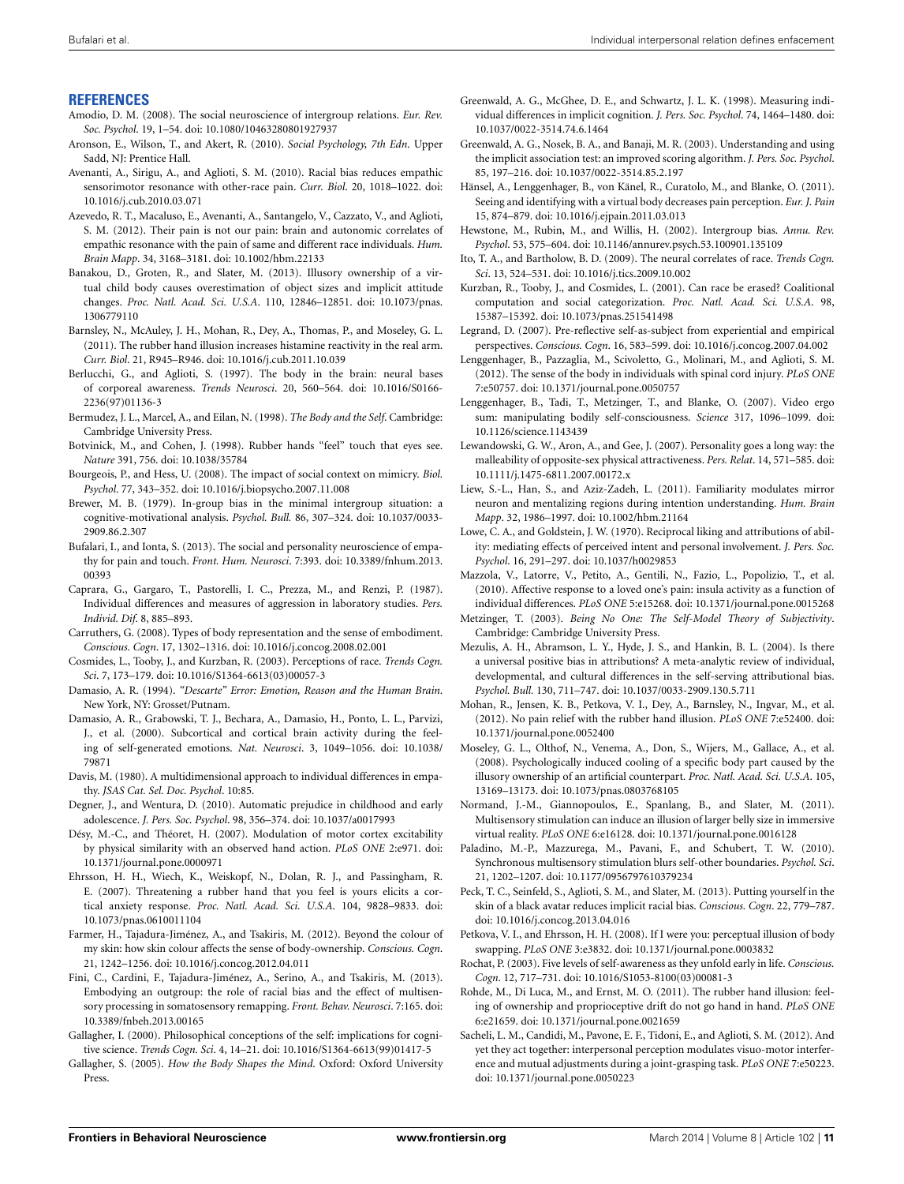## REFERENCES

Amodio, D. M. (2008). The social neuroscience of intergroup relations. *Eur. Rev. Soc. Psychol.* 19, 1–54. doi: 10.1080/10463280801927937

Aronson, E., Wilson, T., and Akert, R. (2010). *Social Psychology, 7th Edn.* Upper Sadd, NJ: Prentice Hall.

Avenanti, A., Sirigu, A., and Aglioti, S. M. (2010). Racial bias reduces empathic sensorimotor resonance with other-race pain. *Curr. Biol.* 20, 1018–1022. doi: 10.1016/j.cub.2010.03.071

Azevedo, R. T., Macaluso, E., Avenanti, A., Santangelo, V., Cazzato, V., and Aglioti, S. M. (2012). Their pain is not our pain: brain and autonomic correlates of empathic resonance with the pain of same and different race individuals. *Hum. Brain Mapp.* 34, 3168–3181. doi: 10.1002/hbm.22133

Banakou, D., Groten, R., and Slater, M. (2013). Illusory ownership of a virtual child body causes overestimation of object sizes and implicit attitude changes. *Proc. Natl. Acad. Sci. U.S.A.* 110, 12846–12851. doi: 10.1073/pnas.1306779110

Barnsley, N., McAuley, J. H., Mohan, R., Dey, A., Thomas, P., and Moseley, G. L. (2011). The rubber hand illusion increases histamine reactivity in the real arm. *Curr. Biol.* 21, R945–R946. doi: 10.1016/j.cub.2011.10.039

Berlucchi, G., and Aglioti, S. (1997). The body in the brain: neural bases of corporeal awareness. *Trends Neurosci.* 20, 560–564. doi: 10.1016/S0166-2236(97)01136-3

Bermudez, J. L., Marcel, A., and Eilan, N. (1998). *The Body and the Self.* Cambridge: Cambridge University Press.

Botvinick, M., and Cohen, J. (1998). Rubber hands "feel" touch that eyes see. *Nature* 391, 756. doi: 10.1038/35784

Bourgeois, P., and Hess, U. (2008). The impact of social context on mimicry. *Biol. Psychol.* 77, 343–352. doi: 10.1016/j.biopsycho.2007.11.008

Brewer, M. B. (1979). In-group bias in the minimal intergroup situation: a cognitive-motivational analysis. *Psychol. Bull.* 86, 307–324. doi: 10.1037/0033-2909.86.2.307

Bufalari, I., and Ionta, S. (2013). The social and personality neuroscience of empathy for pain and touch. *Front. Hum. Neurosci.* 7:393. doi: 10.3389/fnhum.2013.00393

Caprara, G., Gargaro, T., Pastorelli, I. C., Prezza, M., and Renzi, P. (1987). Individual differences and measures of aggression in laboratory studies. *Pers. Individ. Dif.* 8, 885–893.

Carruthers, G. (2008). Types of body representation and the sense of embodiment. *Conscious. Cogn.* 17, 1302–1316. doi: 10.1016/j.concog.2008.02.001

Cosmides, L., Tooby, J., and Kurzban, R. (2003). Perceptions of race. *Trends Cogn. Sci.* 7, 173–179. doi: 10.1016/S1364-6613(03)00057-3

Damasio, A. R. (1994). *"Descarte" Error: Emotion, Reason and the Human Brain.* New York, NY: Grosset/Putnam.

Damasio, A. R., Grabowski, T. J., Bechara, A., Damasio, H., Ponto, L. L., Parvizi, J., et al. (2000). Subcortical and cortical brain activity during the feeling of self-generated emotions. *Nat. Neurosci.* 3, 1049–1056. doi: 10.1038/79871

Davis, M. (1980). A multidimensional approach to individual differences in empathy. *JSAS Cat. Sel. Doc. Psychol.* 10:85.

Degner, J., and Wentura, D. (2010). Automatic prejudice in childhood and early adolescence. *J. Pers. Soc. Psychol.* 98, 356–374. doi: 10.1037/a0017993

Désy, M.-C., and Théoret, H. (2007). Modulation of motor cortex excitability by physical similarity with an observed hand action. *PLoS ONE* 2:e971. doi: 10.1371/journal.pone.0000971

Ehrsson, H. H., Wiech, K., Weiskopf, N., Dolan, R. J., and Passingham, R. E. (2007). Threatening a rubber hand that you feel is yours elicits a cortical anxiety response. *Proc. Natl. Acad. Sci. U.S.A.* 104, 9828–9833. doi: 10.1073/pnas.0610011104

Farmer, H., Tajadura-Jiménez, A., and Tsakiris, M. (2012). Beyond the colour of my skin: how skin colour affects the sense of body-ownership. *Conscious. Cogn.* 21, 1242–1256. doi: 10.1016/j.concog.2012.04.011

Fini, C., Cardini, F., Tajadura-Jiménez, A., Serino, A., and Tsakiris, M. (2013). Embodying an outgroup: the role of racial bias and the effect of multisensory processing in somatosensory remapping. *Front. Behav. Neurosci.* 7:165. doi: 10.3389/fnbeh.2013.00165

Gallagher, I. (2000). Philosophical conceptions of the self: implications for cognitive science. *Trends Cogn. Sci.* 4, 14–21. doi: 10.1016/S1364-6613(99)01417-5

Gallagher, S. (2005). *How the Body Shapes the Mind.* Oxford: Oxford University Press.

Greenwald, A. G., McGhee, D. E., and Schwartz, J. L. K. (1998). Measuring individual differences in implicit cognition. *J. Pers. Soc. Psychol.* 74, 1464–1480. doi: 10.1037/0022-3514.74.6.1464

Greenwald, A. G., Nosek, B. A., and Banaji, M. R. (2003). Understanding and using the implicit association test: an improved scoring algorithm. *J. Pers. Soc. Psychol.* 85, 197–216. doi: 10.1037/0022-3514.85.2.197

Hänsel, A., Lenggenhager, B., von Känel, R., Curatolo, M., and Blanke, O. (2011). Seeing and identifying with a virtual body decreases pain perception. *Eur. J. Pain* 15, 874–879. doi: 10.1016/j.ejpain.2011.03.013

Hewstone, M., Rubin, M., and Willis, H. (2002). Intergroup bias. *Annu. Rev. Psychol.* 53, 575–604. doi: 10.1146/annurev.psych.53.100901.135109

Ito, T. A., and Bartholow, B. D. (2009). The neural correlates of race. *Trends Cogn. Sci.* 13, 524–531. doi: 10.1016/j.tics.2009.10.002

Kurzban, R., Tooby, J., and Cosmides, L. (2001). Can race be erased? Coalitional computation and social categorization. *Proc. Natl. Acad. Sci. U.S.A.* 98, 15387–15392. doi: 10.1073/pnas.251541498

Legrand, D. (2007). Pre-reflective self-as-subject from experiential and empirical perspectives. *Conscious. Cogn.* 16, 583–599. doi: 10.1016/j.concog.2007.04.002

Lenggenhager, B., Pazzaglia, M., Scivoletto, G., Molinari, M., and Aglioti, S. M. (2012). The sense of the body in individuals with spinal cord injury. *PLoS ONE* 7:e50757. doi: 10.1371/journal.pone.0050757

Lenggenhager, B., Tadi, T., Metzinger, T., and Blanke, O. (2007). Video ergo sum: manipulating bodily self-consciousness. *Science* 317, 1096–1099. doi: 10.1126/science.1143439

Lewandowski, G. W., Aron, A., and Gee, J. (2007). Personality goes a long way: the malleability of opposite-sex physical attractiveness. *Pers. Relat.* 14, 571–585. doi: 10.1111/j.1475-6811.2007.00172.x

Liew, S.-L., Han, S., and Aziz-Zadeh, L. (2011). Familiarity modulates mirror neuron and mentalizing regions during intention understanding. *Hum. Brain Mapp.* 32, 1986–1997. doi: 10.1002/hbm.21164

Lowe, C. A., and Goldstein, J. W. (1970). Reciprocal liking and attributions of ability: mediating effects of perceived intent and personal involvement. *J. Pers. Soc. Psychol.* 16, 291–297. doi: 10.1037/h0029853

Mazzola, V., Latorre, V., Petito, A., Gentili, N., Fazio, L., Popolizio, T., et al. (2010). Affective response to a loved one's pain: insula activity as a function of individual differences. *PLoS ONE* 5:e15268. doi: 10.1371/journal.pone.0015268

Metzinger, T. (2003). *Being No One: The Self-Model Theory of Subjectivity.* Cambridge: Cambridge University Press.

Mezulis, A. H., Abramson, L. Y., Hyde, J. S., and Hankin, B. L. (2004). Is there a universal positive bias in attributions? A meta-analytic review of individual, developmental, and cultural differences in the self-serving attributional bias. *Psychol. Bull.* 130, 711–747. doi: 10.1037/0033-2909.130.5.711

Mohan, R., Jensen, K. B., Petkova, V. I., Dey, A., Barnsley, N., Ingvar, M., et al. (2012). No pain relief with the rubber hand illusion. *PLoS ONE* 7:e52400. doi: 10.1371/journal.pone.0052400

Moseley, G. L., Olthof, N., Venema, A., Don, S., Wijers, M., Gallace, A., et al. (2008). Psychologically induced cooling of a specific body part caused by the illusory ownership of an artificial counterpart. *Proc. Natl. Acad. Sci. U.S.A.* 105, 13169–13173. doi: 10.1073/pnas.0803768105

Normand, J.-M., Giannopoulos, E., Spanlang, B., and Slater, M. (2011). Multisensory stimulation can induce an illusion of larger belly size in immersive virtual reality. *PLoS ONE* 6:e16128. doi: 10.1371/journal.pone.0016128

Paladino, M.-P., Mazzurega, M., Pavani, F., and Schubert, T. W. (2010). Synchronous multisensory stimulation blurs self-other boundaries. *Psychol. Sci.* 21, 1202–1207. doi: 10.1177/0956797610379234

Peck, T. C., Seinfeld, S., Aglioti, S. M., and Slater, M. (2013). Putting yourself in the skin of a black avatar reduces implicit racial bias. *Conscious. Cogn.* 22, 779–787. doi: 10.1016/j.concog.2013.04.016

Petkova, V. I., and Ehrsson, H. H. (2008). If I were you: perceptual illusion of body swapping. *PLoS ONE* 3:e3832. doi: 10.1371/journal.pone.0003832

Rochat, P. (2003). Five levels of self-awareness as they unfold early in life. *Conscious. Cogn.* 12, 717–731. doi: 10.1016/S1053-8100(03)00081-3

Rohde, M., Di Luca, M., and Ernst, M. O. (2011). The rubber hand illusion: feeling of ownership and proprioceptive drift do not go hand in hand. *PLoS ONE* 6:e21659. doi: 10.1371/journal.pone.0021659

Sacheli, L. M., Candidi, M., Pavone, E. F., Tidoni, E., and Aglioti, S. M. (2012). And yet they act together: interpersonal perception modulates visuo-motor interference and mutual adjustments during a joint-grasping task. *PLoS ONE* 7:e50223. doi: 10.1371/journal.pone.0050223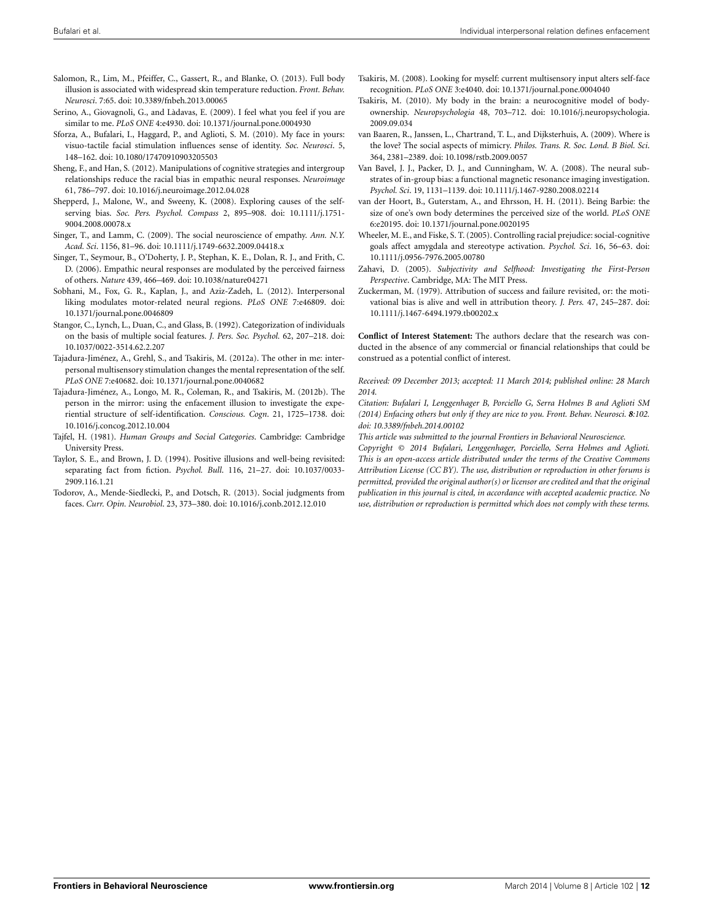Salomon, R., Lim, M., Pfeiffer, C., Gassert, R., and Blanke, O. (2013). Full body illusion is associated with widespread skin temperature reduction. *Front. Behav. Neurosci*. 7:65. doi: 10.3389/fnbeh.2013.00065

Serino, A., Giovagnoli, G., and Làdavas, E. (2009). I feel what you feel if you are similar to me. *PLoS ONE* 4:e4930. doi: 10.1371/journal.pone.0004930

Sforza, A., Bufalari, I., Haggard, P., and Aglioti, S. M. (2010). My face in yours: visuo-tactile facial stimulation influences sense of identity. *Soc. Neurosci*. 5, 148–162. doi: 10.1080/17470910903205503

Sheng, F., and Han, S. (2012). Manipulations of cognitive strategies and intergroup relationships reduce the racial bias in empathic neural responses. *Neuroimage* 61, 786–797. doi: 10.1016/j.neuroimage.2012.04.028

Shepperd, J., Malone, W., and Sweeny, K. (2008). Exploring causes of the self-serving bias. *Soc. Pers. Psychol. Compass* 2, 895–908. doi: 10.1111/j.1751-9004.2008.00078.x

Singer, T., and Lamm, C. (2009). The social neuroscience of empathy. *Ann. N.Y. Acad. Sci*. 1156, 81–96. doi: 10.1111/j.1749-6632.2009.04418.x

Singer, T., Seymour, B., O'Doherty, J. P., Stephan, K. E., Dolan, R. J., and Frith, C. D. (2006). Empathic neural responses are modulated by the perceived fairness of others. *Nature* 439, 466–469. doi: 10.1038/nature04271

Sobhani, M., Fox, G. R., Kaplan, J., and Aziz-Zadeh, L. (2012). Interpersonal liking modulates motor-related neural regions. *PLoS ONE* 7:e46809. doi: 10.1371/journal.pone.0046809

Stangor, C., Lynch, L., Duan, C., and Glass, B. (1992). Categorization of individuals on the basis of multiple social features. *J. Pers. Soc. Psychol.* 62, 207–218. doi: 10.1037/0022-3514.62.2.207

Tajadura-Jiménez, A., Grehl, S., and Tsakiris, M. (2012a). The other in me: interpersonal multisensory stimulation changes the mental representation of the self. *PLoS ONE* 7:e40682. doi: 10.1371/journal.pone.0040682

Tajadura-Jiménez, A., Longo, M. R., Coleman, R., and Tsakiris, M. (2012b). The person in the mirror: using the enfacement illusion to investigate the experiential structure of self-identification. *Conscious. Cogn*. 21, 1725–1738. doi: 10.1016/j.concog.2012.10.004

Tajfel, H. (1981). *Human Groups and Social Categories*. Cambridge: Cambridge University Press.

Taylor, S. E., and Brown, J. D. (1994). Positive illusions and well-being revisited: separating fact from fiction. *Psychol. Bull*. 116, 21–27. doi: 10.1037/0033-2909.116.1.21

Todorov, A., Mende-Siedlecki, P., and Dotsch, R. (2013). Social judgments from faces. *Curr. Opin. Neurobiol*. 23, 373–380. doi: 10.1016/j.conb.2012.12.010

Tsakiris, M. (2008). Looking for myself: current multisensory input alters self-face recognition. *PLoS ONE* 3:e4040. doi: 10.1371/journal.pone.0004040

Tsakiris, M. (2010). My body in the brain: a neurocognitive model of body-ownership. *Neuropsychologia* 48, 703–712. doi: 10.1016/j.neuropsychologia.2009.09.034

van Baaren, R., Janssen, L., Chartrand, T. L., and Dijksterhuis, A. (2009). Where is the love? The social aspects of mimicry. *Philos. Trans. R. Soc. Lond. B Biol. Sci*. 364, 2381–2389. doi: 10.1098/rstb.2009.0057

Van Bavel, J. J., Packer, D. J., and Cunningham, W. A. (2008). The neural substrates of in-group bias: a functional magnetic resonance imaging investigation. *Psychol. Sci*. 19, 1131–1139. doi: 10.1111/j.1467-9280.2008.02214

van der Hoort, B., Guterstam, A., and Ehrsson, H. H. (2011). Being Barbie: the size of one's own body determines the perceived size of the world. *PLoS ONE* 6:e20195. doi: 10.1371/journal.pone.0020195

Wheeler, M. E., and Fiske, S. T. (2005). Controlling racial prejudice: social-cognitive goals affect amygdala and stereotype activation. *Psychol. Sci*. 16, 56–63. doi: 10.1111/j.0956-7976.2005.00780

Zahavi, D. (2005). *Subjectivity and Selfhood: Investigating the First-Person Perspective*. Cambridge, MA: The MIT Press.

Zuckerman, M. (1979). Attribution of success and failure revisited, or: the motivational bias is alive and well in attribution theory. *J. Pers.* 47, 245–287. doi: 10.1111/j.1467-6494.1979.tb00202.x

**Conflict of Interest Statement:** The authors declare that the research was conducted in the absence of any commercial or financial relationships that could be construed as a potential conflict of interest.

*Received: 09 December 2013; accepted: 11 March 2014; published online: 28 March 2014.*

*Citation: Bufalari I, Lenggenhager B, Porciello G, Serra Holmes B and Aglioti SM (2014) Enfacing others but only if they are nice to you. Front. Behav. Neurosci.* ***8****:102. doi: 10.3389/fnbeh.2014.00102*

*This article was submitted to the journal Frontiers in Behavioral Neuroscience.*

*Copyright © 2014 Bufalari, Lenggenhager, Porciello, Serra Holmes and Aglioti. This is an open-access article distributed under the terms of the Creative Commons Attribution License (CC BY). The use, distribution or reproduction in other forums is permitted, provided the original author(s) or licensor are credited and that the original publication in this journal is cited, in accordance with accepted academic practice. No use, distribution or reproduction is permitted which does not comply with these terms.*